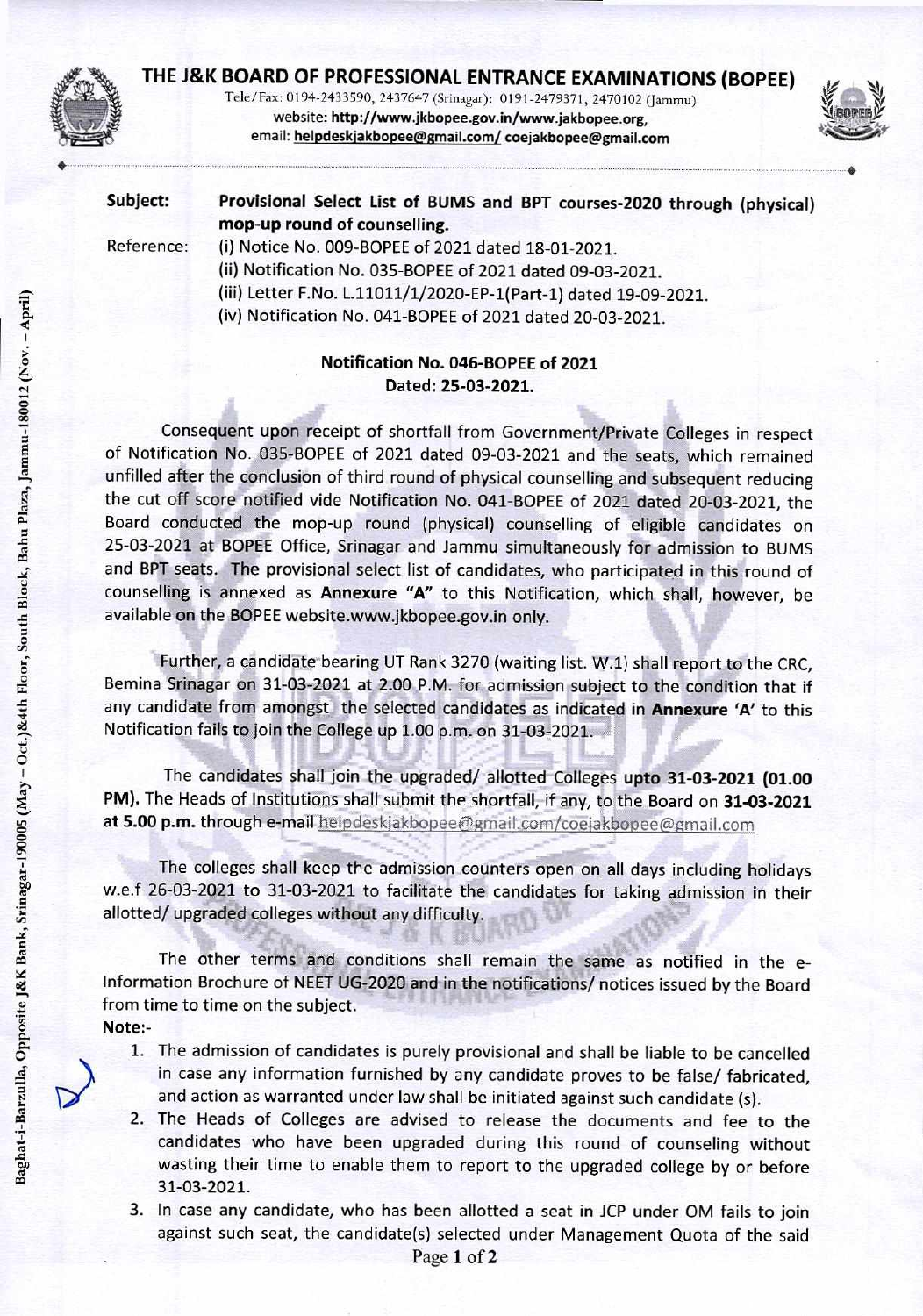# THE J&K BOARD OF PROFESSIONAL ENTRANCE EXAMINATIONS (BOPEE)

Tele/Fax: 0194-2433590, 2437647 (Srinagar): 0191-2479371, 2470102 (Jammu)
website: http://www.jkbopee.gov.in/www.jakbopee.org,
email: helpdeskjakbopee@gmail.com/ coejakbopee@gmail.com

**Subject:** **Provisional Select List of BUMS and BPT courses-2020 through (physical) mop-up round of counselling.**

Reference:
(i) Notice No. 009-BOPEE of 2021 dated 18-01-2021.
(ii) Notification No. 035-BOPEE of 2021 dated 09-03-2021.
(iii) Letter F.No. L.11011/1/2020-EP-1(Part-1) dated 19-09-2021.
(iv) Notification No. 041-BOPEE of 2021 dated 20-03-2021.

**Notification No. 046-BOPEE of 2021**
**Dated: 25-03-2021.**

Consequent upon receipt of shortfall from Government/Private Colleges in respect of Notification No. 035-BOPEE of 2021 dated 09-03-2021 and the seats, which remained unfilled after the conclusion of third round of physical counselling and subsequent reducing the cut off score notified vide Notification No. 041-BOPEE of 2021 dated 20-03-2021, the Board conducted the mop-up round (physical) counselling of eligible candidates on 25-03-2021 at BOPEE Office, Srinagar and Jammu simultaneously for admission to BUMS and BPT seats. The provisional select list of candidates, who participated in this round of counselling is annexed as **Annexure "A"** to this Notification, which shall, however, be available on the BOPEE website.www.jkbopee.gov.in only.

Further, a candidate bearing UT Rank 3270 (waiting list. W.1) shall report to the CRC, Bemina Srinagar on 31-03-2021 at 2.00 P.M. for admission subject to the condition that if any candidate from amongst the selected candidates as indicated in **Annexure 'A'** to this Notification fails to join the College up 1.00 p.m. on 31-03-2021.

The candidates shall join the upgraded/ allotted Colleges **upto 31-03-2021 (01.00 PM).** The Heads of Institutions shall submit the shortfall, if any, to the Board on **31-03-2021 at 5.00 p.m.** through e-mail helpdeskjakbopee@gmail.com/coejakbopee@gmail.com

The colleges shall keep the admission counters open on all days including holidays w.e.f 26-03-2021 to 31-03-2021 to facilitate the candidates for taking admission in their allotted/ upgraded colleges without any difficulty.

The other terms and conditions shall remain the same as notified in the e-Information Brochure of NEET UG-2020 and in the notifications/ notices issued by the Board from time to time on the subject.

**Note:-**

1. The admission of candidates is purely provisional and shall be liable to be cancelled in case any information furnished by any candidate proves to be false/ fabricated, and action as warranted under law shall be initiated against such candidate (s).
2. The Heads of Colleges are advised to release the documents and fee to the candidates who have been upgraded during this round of counseling without wasting their time to enable them to report to the upgraded college by or before 31-03-2021.
3. In case any candidate, who has been allotted a seat in JCP under OM fails to join against such seat, the candidate(s) selected under Management Quota of the said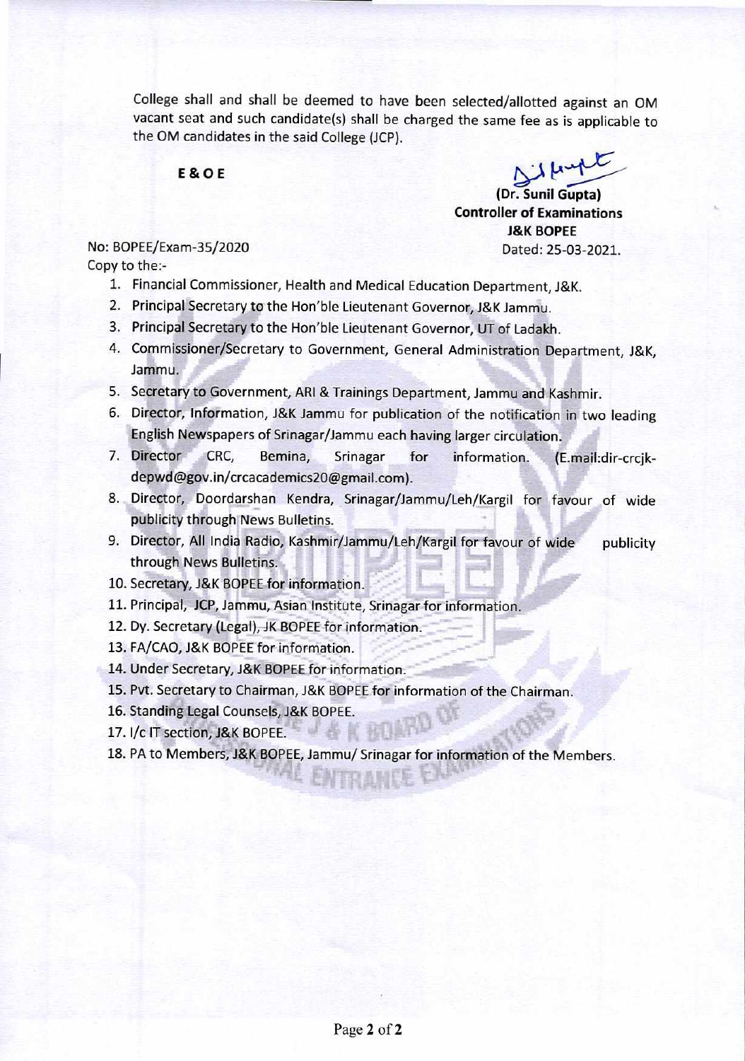College shall and shall be deemed to have been selected/allotted against an OM vacant seat and such candidate(s) shall be charged the same fee as is applicable to the OM candidates in the said College (JCP).

**E & O E**

**(Dr. Sunil Gupta)**
**Controller of Examinations**
**J&K BOPEE**

No: BOPEE/Exam-35/2020

Dated: 25-03-2021.

Copy to the:-

1. Financial Commissioner, Health and Medical Education Department, J&K.
2. Principal Secretary to the Hon'ble Lieutenant Governor, J&K Jammu.
3. Principal Secretary to the Hon'ble Lieutenant Governor, UT of Ladakh.
4. Commissioner/Secretary to Government, General Administration Department, J&K, Jammu.
5. Secretary to Government, ARI & Trainings Department, Jammu and Kashmir.
6. Director, Information, J&K Jammu for publication of the notification in two leading English Newspapers of Srinagar/Jammu each having larger circulation.
7. Director CRC, Bemina, Srinagar for information. (E.mail:dir-crcjk-depwd@gov.in/crcacademics20@gmail.com).
8. Director, Doordarshan Kendra, Srinagar/Jammu/Leh/Kargil for favour of wide publicity through News Bulletins.
9. Director, All India Radio, Kashmir/Jammu/Leh/Kargil for favour of wide publicity through News Bulletins.
10. Secretary, J&K BOPEE for information.
11. Principal, JCP, Jammu, Asian Institute, Srinagar for information.
12. Dy. Secretary (Legal), JK BOPEE for information.
13. FA/CAO, J&K BOPEE for information.
14. Under Secretary, J&K BOPEE for information.
15. Pvt. Secretary to Chairman, J&K BOPEE for information of the Chairman.
16. Standing Legal Counsels, J&K BOPEE.
17. I/c IT section, J&K BOPEE.
18. PA to Members, J&K BOPEE, Jammu/ Srinagar for information of the Members.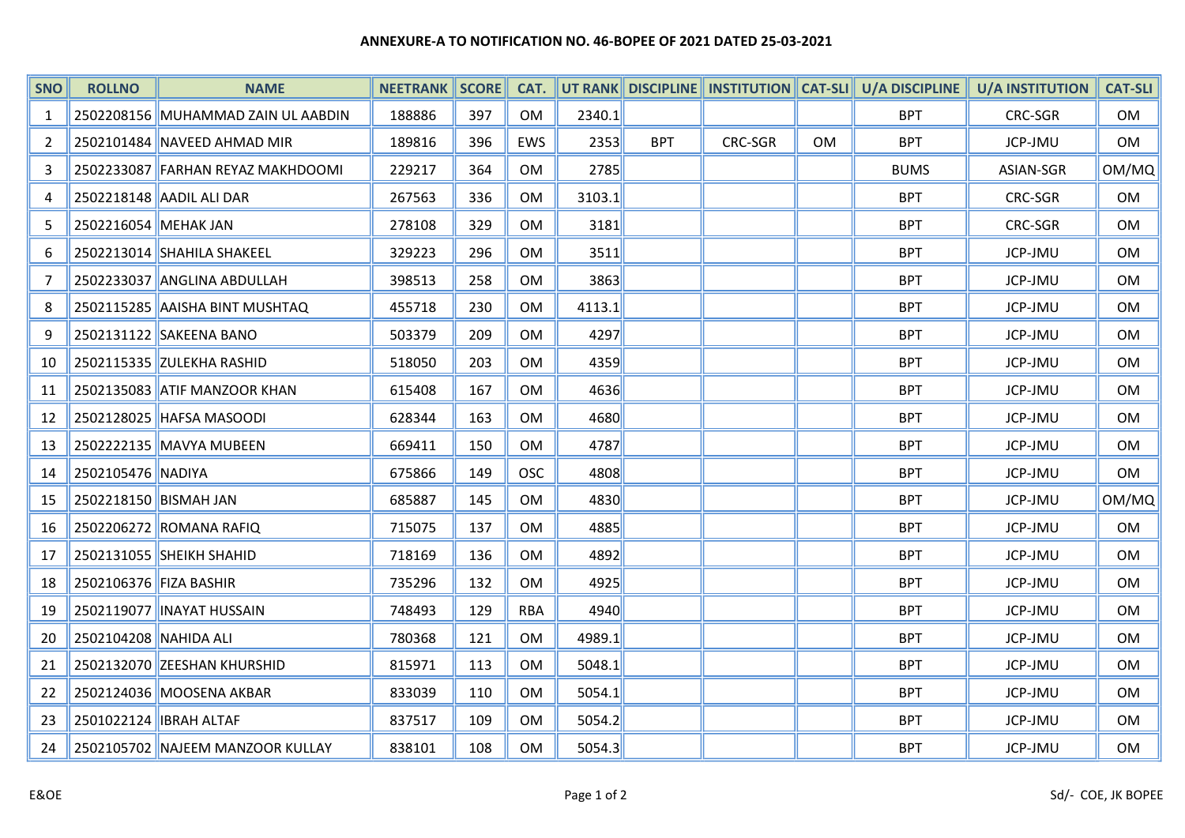**ANNEXURE-A TO NOTIFICATION NO. 46-BOPEE OF 2021 DATED 25-03-2021**

| SNO | ROLLNO | NAME | NEETRANK | SCORE | CAT. | UT RANK | DISCIPLINE | INSTITUTION | CAT-SLI | U/A DISCIPLINE | U/A INSTITUTION | CAT-SLI |
|---|---|---|---|---|---|---|---|---|---|---|---|---|
| 1 | 2502208156 | MUHAMMAD ZAIN UL AABDIN | 188886 | 397 | OM | 2340.1 | | | | BPT | CRC-SGR | OM |
| 2 | 2502101484 | NAVEED AHMAD MIR | 189816 | 396 | EWS | 2353 | BPT | CRC-SGR | OM | BPT | JCP-JMU | OM |
| 3 | 2502233087 | FARHAN REYAZ MAKHDOOMI | 229217 | 364 | OM | 2785 | | | | BUMS | ASIAN-SGR | OM/MQ |
| 4 | 2502218148 | AADIL ALI DAR | 267563 | 336 | OM | 3103.1 | | | | BPT | CRC-SGR | OM |
| 5 | 2502216054 | MEHAK JAN | 278108 | 329 | OM | 3181 | | | | BPT | CRC-SGR | OM |
| 6 | 2502213014 | SHAHILA SHAKEEL | 329223 | 296 | OM | 3511 | | | | BPT | JCP-JMU | OM |
| 7 | 2502233037 | ANGLINA ABDULLAH | 398513 | 258 | OM | 3863 | | | | BPT | JCP-JMU | OM |
| 8 | 2502115285 | AAISHA BINT MUSHTAQ | 455718 | 230 | OM | 4113.1 | | | | BPT | JCP-JMU | OM |
| 9 | 2502131122 | SAKEENA BANO | 503379 | 209 | OM | 4297 | | | | BPT | JCP-JMU | OM |
| 10 | 2502115335 | ZULEKHA RASHID | 518050 | 203 | OM | 4359 | | | | BPT | JCP-JMU | OM |
| 11 | 2502135083 | ATIF MANZOOR KHAN | 615408 | 167 | OM | 4636 | | | | BPT | JCP-JMU | OM |
| 12 | 2502128025 | HAFSA MASOODI | 628344 | 163 | OM | 4680 | | | | BPT | JCP-JMU | OM |
| 13 | 2502222135 | MAVYA MUBEEN | 669411 | 150 | OM | 4787 | | | | BPT | JCP-JMU | OM |
| 14 | 2502105476 | NADIYA | 675866 | 149 | OSC | 4808 | | | | BPT | JCP-JMU | OM |
| 15 | 2502218150 | BISMAH JAN | 685887 | 145 | OM | 4830 | | | | BPT | JCP-JMU | OM/MQ |
| 16 | 2502206272 | ROMANA RAFIQ | 715075 | 137 | OM | 4885 | | | | BPT | JCP-JMU | OM |
| 17 | 2502131055 | SHEIKH SHAHID | 718169 | 136 | OM | 4892 | | | | BPT | JCP-JMU | OM |
| 18 | 2502106376 | FIZA BASHIR | 735296 | 132 | OM | 4925 | | | | BPT | JCP-JMU | OM |
| 19 | 2502119077 | INAYAT HUSSAIN | 748493 | 129 | RBA | 4940 | | | | BPT | JCP-JMU | OM |
| 20 | 2502104208 | NAHIDA ALI | 780368 | 121 | OM | 4989.1 | | | | BPT | JCP-JMU | OM |
| 21 | 2502132070 | ZEESHAN KHURSHID | 815971 | 113 | OM | 5048.1 | | | | BPT | JCP-JMU | OM |
| 22 | 2502124036 | MOOSENA AKBAR | 833039 | 110 | OM | 5054.1 | | | | BPT | JCP-JMU | OM |
| 23 | 2501022124 | IBRAH ALTAF | 837517 | 109 | OM | 5054.2 | | | | BPT | JCP-JMU | OM |
| 24 | 2502105702 | NAJEEM MANZOOR KULLAY | 838101 | 108 | OM | 5054.3 | | | | BPT | JCP-JMU | OM |

E&OE

Sd/- COE, JK BOPEE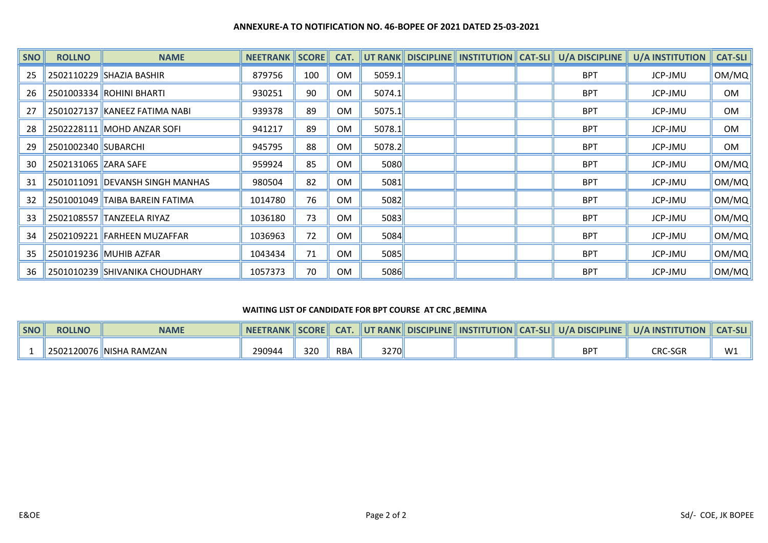## ANNEXURE-A TO NOTIFICATION NO. 46-BOPEE OF 2021 DATED 25-03-2021

| SNO | ROLLNO | NAME | NEETRANK | SCORE | CAT. | UT RANK | DISCIPLINE | INSTITUTION | CAT-SLI | U/A DISCIPLINE | U/A INSTITUTION | CAT-SLI |
|---|---|---|---|---|---|---|---|---|---|---|---|---|
| 25 | 2502110229 | SHAZIA BASHIR | 879756 | 100 | OM | 5059.1 | | | | BPT | JCP-JMU | OM/MQ |
| 26 | 2501003334 | ROHINI BHARTI | 930251 | 90 | OM | 5074.1 | | | | BPT | JCP-JMU | OM |
| 27 | 2501027137 | KANEEZ FATIMA NABI | 939378 | 89 | OM | 5075.1 | | | | BPT | JCP-JMU | OM |
| 28 | 2502228111 | MOHD ANZAR SOFI | 941217 | 89 | OM | 5078.1 | | | | BPT | JCP-JMU | OM |
| 29 | 2501002340 | SUBARCHI | 945795 | 88 | OM | 5078.2 | | | | BPT | JCP-JMU | OM |
| 30 | 2502131065 | ZARA SAFE | 959924 | 85 | OM | 5080 | | | | BPT | JCP-JMU | OM/MQ |
| 31 | 2501011091 | DEVANSH SINGH MANHAS | 980504 | 82 | OM | 5081 | | | | BPT | JCP-JMU | OM/MQ |
| 32 | 2501001049 | TAIBA BAREIN FATIMA | 1014780 | 76 | OM | 5082 | | | | BPT | JCP-JMU | OM/MQ |
| 33 | 2502108557 | TANZEELA RIYAZ | 1036180 | 73 | OM | 5083 | | | | BPT | JCP-JMU | OM/MQ |
| 34 | 2502109221 | FARHEEN MUZAFFAR | 1036963 | 72 | OM | 5084 | | | | BPT | JCP-JMU | OM/MQ |
| 35 | 2501019236 | MUHIB AZFAR | 1043434 | 71 | OM | 5085 | | | | BPT | JCP-JMU | OM/MQ |
| 36 | 2501010239 | SHIVANIKA CHOUDHARY | 1057373 | 70 | OM | 5086 | | | | BPT | JCP-JMU | OM/MQ |

### WAITING LIST OF CANDIDATE FOR BPT COURSE AT CRC ,BEMINA

| SNO | ROLLNO | NAME | NEETRANK | SCORE | CAT. | UT RANK | DISCIPLINE | INSTITUTION | CAT-SLI | U/A DISCIPLINE | U/A INSTITUTION | CAT-SLI |
|---|---|---|---|---|---|---|---|---|---|---|---|---|
| 1 | 2502120076 | NISHA RAMZAN | 290944 | 320 | RBA | 3270 | | | | BPT | CRC-SGR | W1 |

E&OE

Sd/- COE, JK BOPEE